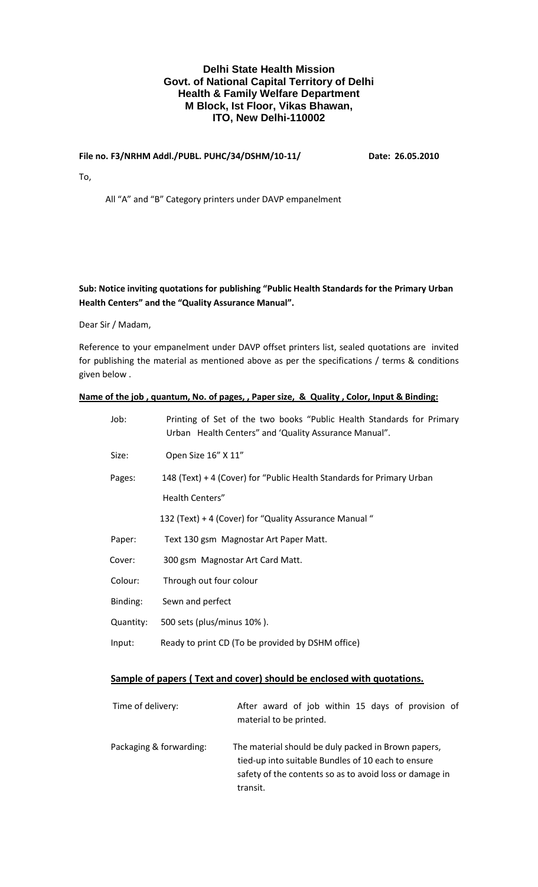**Delhi State Health Mission**
**Govt. of National Capital Territory of Delhi**
**Health & Family Welfare Department**
**M Block, Ist Floor, Vikas Bhawan,**
**ITO, New Delhi-110002**

**File no. F3/NRHM Addl./PUBL. PUHC/34/DSHM/10-11/** **Date: 26.05.2010**

To,

All "A" and "B" Category printers under DAVP empanelment

**Sub: Notice inviting quotations for publishing "Public Health Standards for the Primary Urban Health Centers" and the "Quality Assurance Manual".**

Dear Sir / Madam,

Reference to your empanelment under DAVP offset printers list, sealed quotations are invited for publishing the material as mentioned above as per the specifications / terms & conditions given below .

**Name of the job , quantum, No. of pages, , Paper size, & Quality , Color, Input & Binding:**

| | |
|---|---|
| Job: | Printing of Set of the two books "Public Health Standards for Primary Urban Health Centers" and 'Quality Assurance Manual". |
| Size: | Open Size 16" X 11" |
| Pages: | 148 (Text) + 4 (Cover) for "Public Health Standards for Primary Urban Health Centers" |
| | 132 (Text) + 4 (Cover) for "Quality Assurance Manual " |
| Paper: | Text 130 gsm Magnostar Art Paper Matt. |
| Cover: | 300 gsm Magnostar Art Card Matt. |
| Colour: | Through out four colour |
| Binding: | Sewn and perfect |
| Quantity: | 500 sets (plus/minus 10% ). |
| Input: | Ready to print CD (To be provided by DSHM office) |

**Sample of papers ( Text and cover) should be enclosed with quotations.**

| | |
|---|---|
| Time of delivery: | After award of job within 15 days of provision of material to be printed. |
| Packaging & forwarding: | The material should be duly packed in Brown papers, tied-up into suitable Bundles of 10 each to ensure safety of the contents so as to avoid loss or damage in transit. |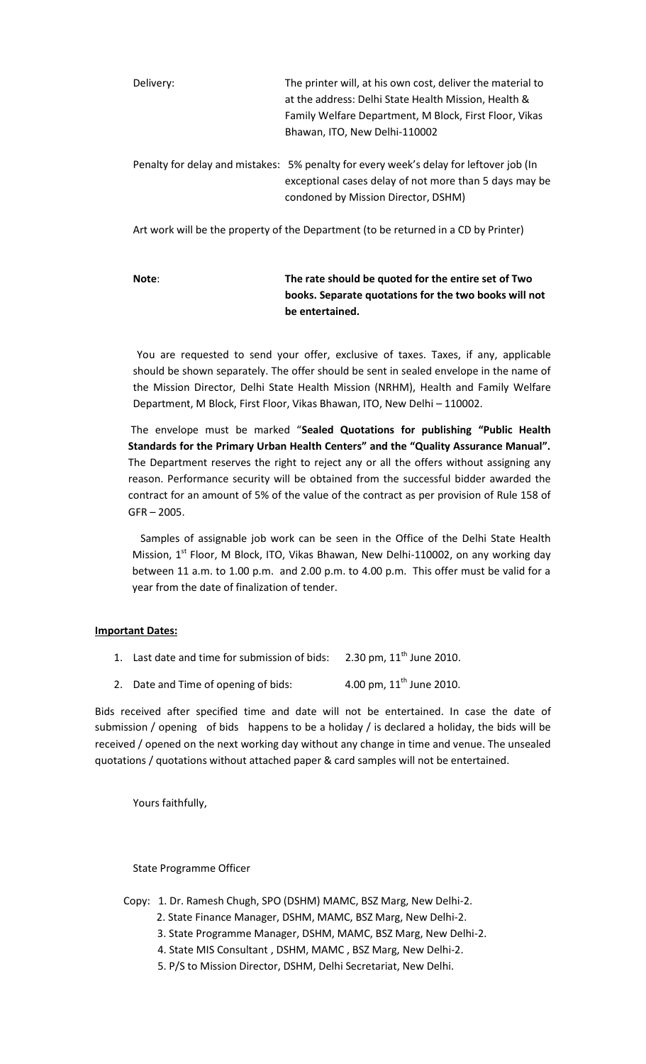Delivery: The printer will, at his own cost, deliver the material to at the address: Delhi State Health Mission, Health & Family Welfare Department, M Block, First Floor, Vikas Bhawan, ITO, New Delhi-110002

Penalty for delay and mistakes: 5% penalty for every week's delay for leftover job (In exceptional cases delay of not more than 5 days may be condoned by Mission Director, DSHM)

Art work will be the property of the Department (to be returned in a CD by Printer)

**Note**: **The rate should be quoted for the entire set of Two books. Separate quotations for the two books will not be entertained.**

You are requested to send your offer, exclusive of taxes. Taxes, if any, applicable should be shown separately. The offer should be sent in sealed envelope in the name of the Mission Director, Delhi State Health Mission (NRHM), Health and Family Welfare Department, M Block, First Floor, Vikas Bhawan, ITO, New Delhi – 110002.

The envelope must be marked "**Sealed Quotations for publishing "Public Health Standards for the Primary Urban Health Centers" and the "Quality Assurance Manual".** The Department reserves the right to reject any or all the offers without assigning any reason. Performance security will be obtained from the successful bidder awarded the contract for an amount of 5% of the value of the contract as per provision of Rule 158 of GFR – 2005.

Samples of assignable job work can be seen in the Office of the Delhi State Health Mission, 1st Floor, M Block, ITO, Vikas Bhawan, New Delhi-110002, on any working day between 11 a.m. to 1.00 p.m. and 2.00 p.m. to 4.00 p.m. This offer must be valid for a year from the date of finalization of tender.

**Important Dates:**

1. Last date and time for submission of bids: 2.30 pm, 11th June 2010.
2. Date and Time of opening of bids: 4.00 pm, 11th June 2010.

Bids received after specified time and date will not be entertained. In case the date of submission / opening of bids happens to be a holiday / is declared a holiday, the bids will be received / opened on the next working day without any change in time and venue. The unsealed quotations / quotations without attached paper & card samples will not be entertained.

Yours faithfully,

State Programme Officer

Copy:
1. Dr. Ramesh Chugh, SPO (DSHM) MAMC, BSZ Marg, New Delhi-2.
2. State Finance Manager, DSHM, MAMC, BSZ Marg, New Delhi-2.
3. State Programme Manager, DSHM, MAMC, BSZ Marg, New Delhi-2.
4. State MIS Consultant , DSHM, MAMC , BSZ Marg, New Delhi-2.
5. P/S to Mission Director, DSHM, Delhi Secretariat, New Delhi.